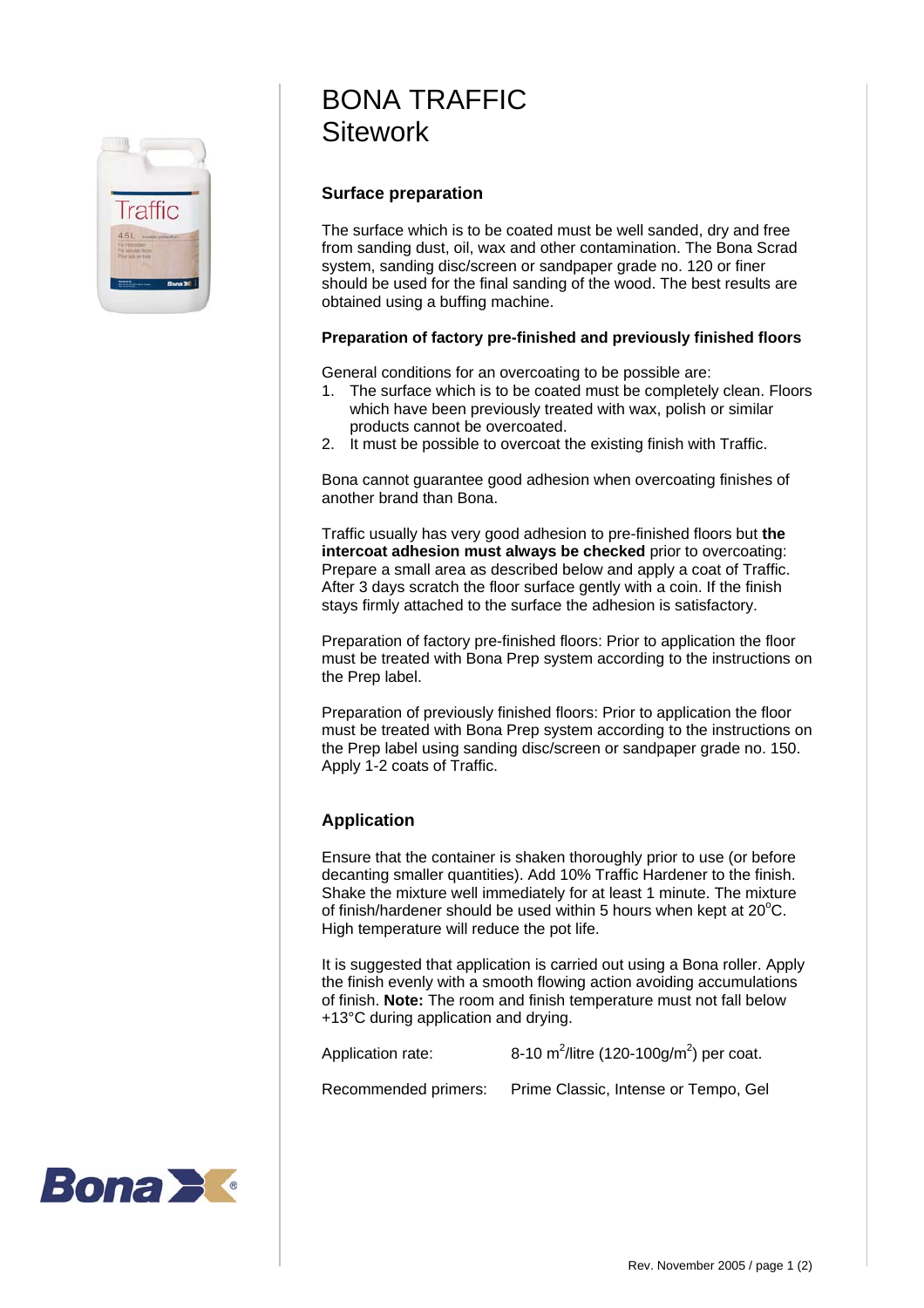# BONA TRAFFIC
# Sitework

## Surface preparation

The surface which is to be coated must be well sanded, dry and free from sanding dust, oil, wax and other contamination. The Bona Scrad system, sanding disc/screen or sandpaper grade no. 120 or finer should be used for the final sanding of the wood. The best results are obtained using a buffing machine.

### Preparation of factory pre-finished and previously finished floors

General conditions for an overcoating to be possible are:

1. The surface which is to be coated must be completely clean. Floors which have been previously treated with wax, polish or similar products cannot be overcoated.
2. It must be possible to overcoat the existing finish with Traffic.

Bona cannot guarantee good adhesion when overcoating finishes of another brand than Bona.

Traffic usually has very good adhesion to pre-finished floors but **the intercoat adhesion must always be checked** prior to overcoating: Prepare a small area as described below and apply a coat of Traffic. After 3 days scratch the floor surface gently with a coin. If the finish stays firmly attached to the surface the adhesion is satisfactory.

Preparation of factory pre-finished floors: Prior to application the floor must be treated with Bona Prep system according to the instructions on the Prep label.

Preparation of previously finished floors: Prior to application the floor must be treated with Bona Prep system according to the instructions on the Prep label using sanding disc/screen or sandpaper grade no. 150. Apply 1-2 coats of Traffic.

## Application

Ensure that the container is shaken thoroughly prior to use (or before decanting smaller quantities). Add 10% Traffic Hardener to the finish. Shake the mixture well immediately for at least 1 minute. The mixture of finish/hardener should be used within 5 hours when kept at 20°C. High temperature will reduce the pot life.

It is suggested that application is carried out using a Bona roller. Apply the finish evenly with a smooth flowing action avoiding accumulations of finish. **Note:** The room and finish temperature must not fall below +13°C during application and drying.

Application rate: 8-10 $m^2$/litre (120-100g/$m^2$) per coat.

Recommended primers: Prime Classic, Intense or Tempo, Gel

Rev. November 2005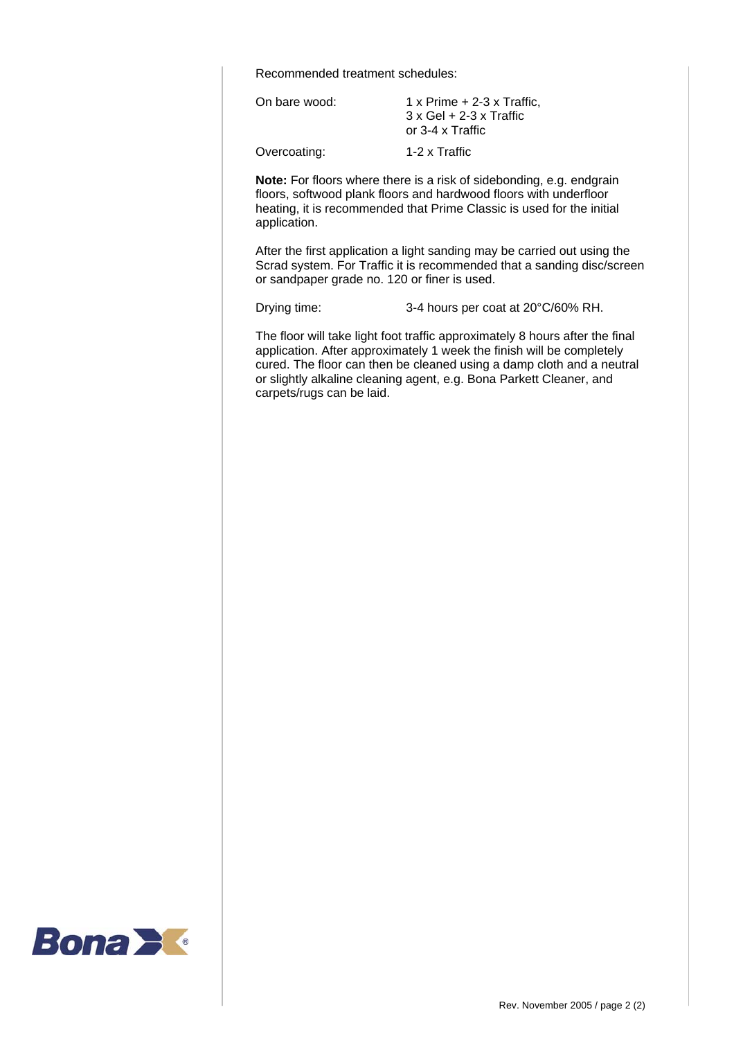Recommended treatment schedules:

| | |
|---|---|
| On bare wood: | 1 x Prime + 2-3 x Traffic,<br>3 x Gel + 2-3 x Traffic<br>or 3-4 x Traffic |
| Overcoating: | 1-2 x Traffic |

**Note:** For floors where there is a risk of sidebonding, e.g. endgrain floors, softwood plank floors and hardwood floors with underfloor heating, it is recommended that Prime Classic is used for the initial application.

After the first application a light sanding may be carried out using the Scrad system. For Traffic it is recommended that a sanding disc/screen or sandpaper grade no. 120 or finer is used.

Drying time: 3-4 hours per coat at 20°C/60% RH.

The floor will take light foot traffic approximately 8 hours after the final application. After approximately 1 week the finish will be completely cured. The floor can then be cleaned using a damp cloth and a neutral or slightly alkaline cleaning agent, e.g. Bona Parkett Cleaner, and carpets/rugs can be laid.

Rev. November 2005